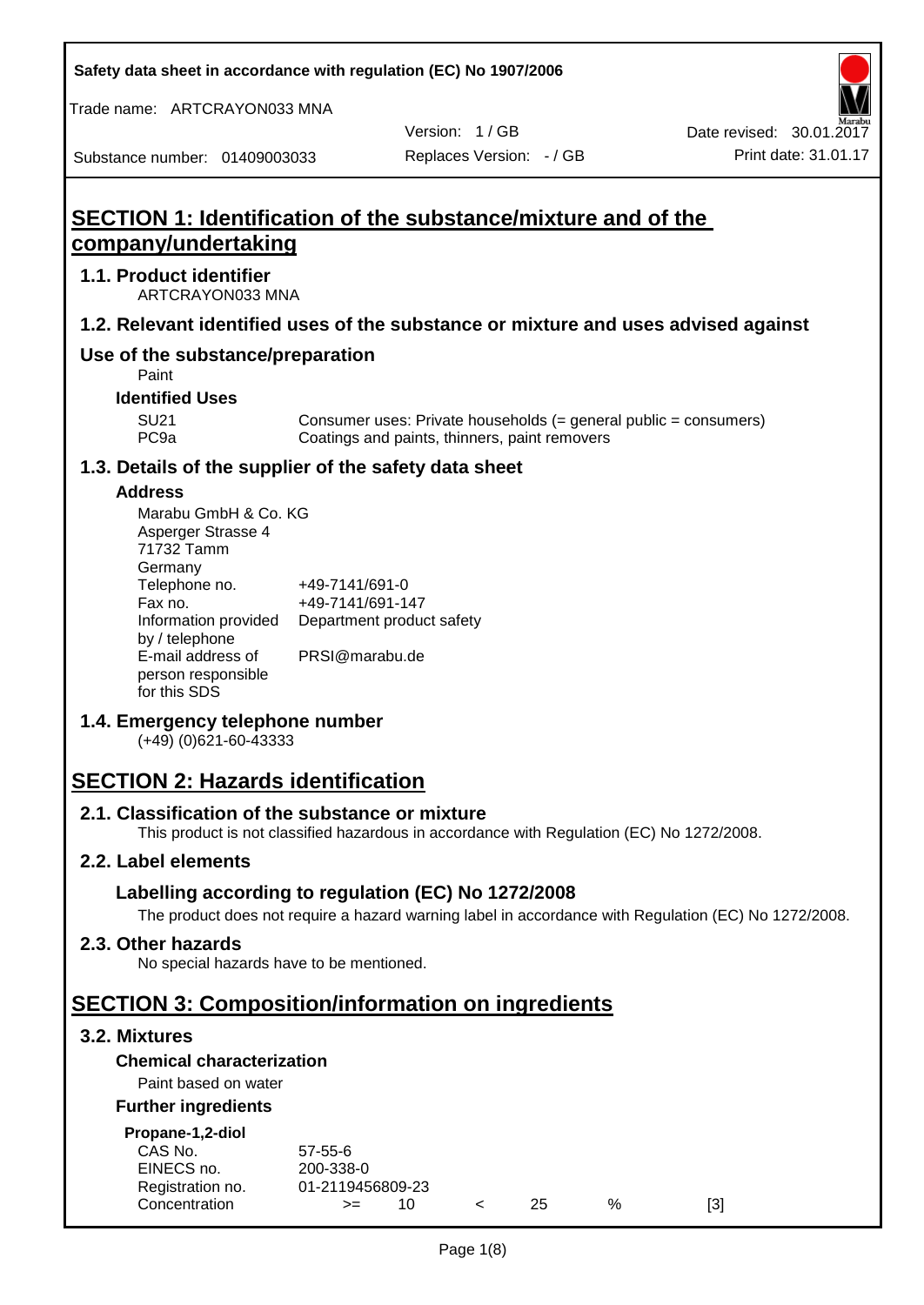# SECTION 1: Identification of the substance/mixture and of the company/undertaking

## 1.1. Product identifier

ARTCRAYON033 MNA

## 1.2. Relevant identified uses of the substance or mixture and uses advised against

### Use of the substance/preparation

Paint

**Identified Uses**

| | |
|---|---|
| SU21 | Consumer uses: Private households (= general public = consumers) |
| PC9a | Coatings and paints, thinners, paint removers |

## 1.3. Details of the supplier of the safety data sheet

**Address**

Marabu GmbH & Co. KG
Asperger Strasse 4
71732 Tamm
Germany

| | |
|---|---|
| Telephone no. | +49-7141/691-0 |
| Fax no. | +49-7141/691-147 |
| Information provided by / telephone | Department product safety |
| E-mail address of person responsible for this SDS | PRSI@marabu.de |

## 1.4. Emergency telephone number

(+49) (0)621-60-43333

# SECTION 2: Hazards identification

## 2.1. Classification of the substance or mixture

This product is not classified hazardous in accordance with Regulation (EC) No 1272/2008.

## 2.2. Label elements

### Labelling according to regulation (EC) No 1272/2008

The product does not require a hazard warning label in accordance with Regulation (EC) No 1272/2008.

## 2.3. Other hazards

No special hazards have to be mentioned.

# SECTION 3: Composition/information on ingredients

## 3.2. Mixtures

**Chemical characterization**

Paint based on water

**Further ingredients**

**Propane-1,2-diol**

| | | | | | | |
|---|---|---|---|---|---|---|
| CAS No. | 57-55-6 | | | | | |
| EINECS no. | 200-338-0 | | | | | |
| Registration no. | 01-2119456809-23 | | | | | |
| Concentration | >= | 10 | < | 25 | % | [3] |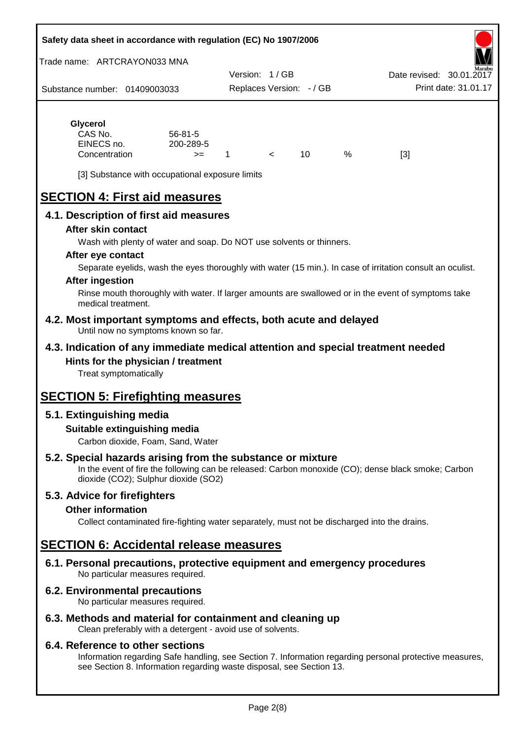**Glycerol**

| | | | | | | |
|---|---|---|---|---|---|---|
| CAS No. | 56-81-5 | | | | | |
| EINECS no. | 200-289-5 | | | | | |
| Concentration | >= | 1 | < | 10 | % | [3] |

[3] Substance with occupational exposure limits

# SECTION 4: First aid measures

## 4.1. Description of first aid measures

### After skin contact

Wash with plenty of water and soap. Do NOT use solvents or thinners.

### After eye contact

Separate eyelids, wash the eyes thoroughly with water (15 min.). In case of irritation consult an oculist.

### After ingestion

Rinse mouth thoroughly with water. If larger amounts are swallowed or in the event of symptoms take medical treatment.

## 4.2. Most important symptoms and effects, both acute and delayed

Until now no symptoms known so far.

## 4.3. Indication of any immediate medical attention and special treatment needed

### Hints for the physician / treatment

Treat symptomatically

# SECTION 5: Firefighting measures

## 5.1. Extinguishing media

### Suitable extinguishing media

Carbon dioxide, Foam, Sand, Water

## 5.2. Special hazards arising from the substance or mixture

In the event of fire the following can be released: Carbon monoxide (CO); dense black smoke; Carbon dioxide ($CO_2$); Sulphur dioxide ($SO_2$)

## 5.3. Advice for firefighters

### Other information

Collect contaminated fire-fighting water separately, must not be discharged into the drains.

# SECTION 6: Accidental release measures

## 6.1. Personal precautions, protective equipment and emergency procedures

No particular measures required.

## 6.2. Environmental precautions

No particular measures required.

## 6.3. Methods and material for containment and cleaning up

Clean preferably with a detergent - avoid use of solvents.

## 6.4. Reference to other sections

Information regarding Safe handling, see Section 7. Information regarding personal protective measures, see Section 8. Information regarding waste disposal, see Section 13.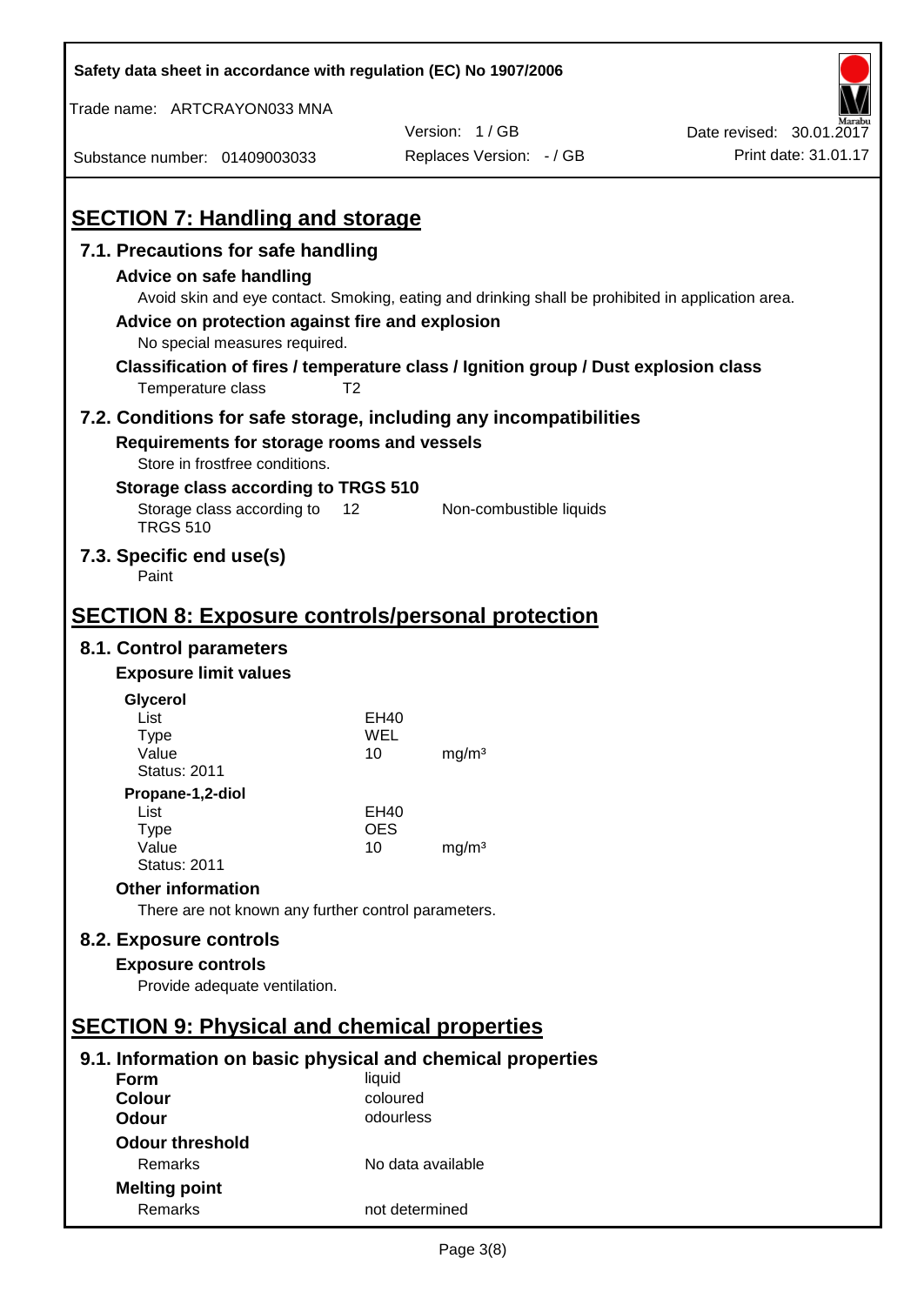## SECTION 7: Handling and storage

### 7.1. Precautions for safe handling

**Advice on safe handling**

Avoid skin and eye contact. Smoking, eating and drinking shall be prohibited in application area.

**Advice on protection against fire and explosion**

No special measures required.

**Classification of fires / temperature class / Ignition group / Dust explosion class**

| | |
|---|---|
| Temperature class | T2 |

### 7.2. Conditions for safe storage, including any incompatibilities

**Requirements for storage rooms and vessels**

Store in frostfree conditions.

**Storage class according to TRGS 510**

| | | |
|---|---|---|
| Storage class according to TRGS 510 | 12 | Non-combustible liquids |

### 7.3. Specific end use(s)

Paint

## SECTION 8: Exposure controls/personal protection

### 8.1. Control parameters

**Exposure limit values**

**Glycerol**

| | | |
|---|---|---|
| List | EH40 | |
| Type | WEL | |
| Value | 10 | mg/m³ |
| Status: 2011 | | |

**Propane-1,2-diol**

| | | |
|---|---|---|
| List | EH40 | |
| Type | OES | |
| Value | 10 | mg/m³ |
| Status: 2011 | | |

**Other information**

There are not known any further control parameters.

### 8.2. Exposure controls

**Exposure controls**

Provide adequate ventilation.

## SECTION 9: Physical and chemical properties

### 9.1. Information on basic physical and chemical properties

| | |
|---|---|
| **Form** | liquid |
| **Colour** | coloured |
| **Odour** | odourless |
| **Odour threshold** | |
| Remarks | No data available |
| **Melting point** | |
| Remarks | not determined |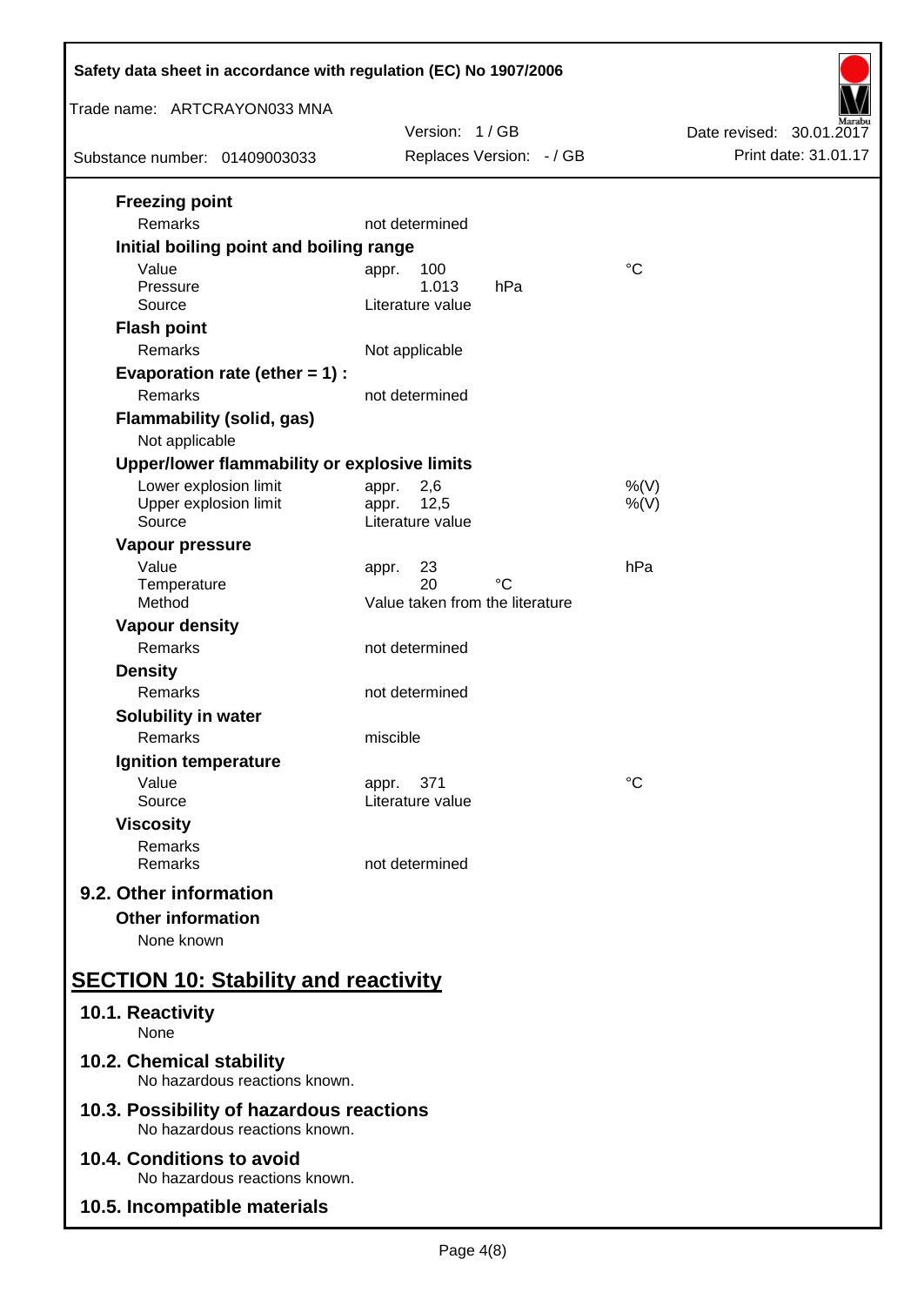**Freezing point**

| | | |
|---|---|---|
| Remarks | not determined | |

**Initial boiling point and boiling range**

| | | |
|---|---|---|
| Value | appr. 100 | °C |
| Pressure | 1.013 hPa | |
| Source | Literature value | |

**Flash point**

| | | |
|---|---|---|
| Remarks | Not applicable | |

**Evaporation rate (ether = 1) :**

| | | |
|---|---|---|
| Remarks | not determined | |

**Flammability (solid, gas)**

Not applicable

**Upper/lower flammability or explosive limits**

| | | |
|---|---|---|
| Lower explosion limit | appr. 2,6 | %(V) |
| Upper explosion limit | appr. 12,5 | %(V) |
| Source | Literature value | |

**Vapour pressure**

| | | |
|---|---|---|
| Value | appr. 23 | hPa |
| Temperature | 20 °C | |
| Method | Value taken from the literature | |

**Vapour density**

| | | |
|---|---|---|
| Remarks | not determined | |

**Density**

| | | |
|---|---|---|
| Remarks | not determined | |

**Solubility in water**

| | | |
|---|---|---|
| Remarks | miscible | |

**Ignition temperature**

| | | |
|---|---|---|
| Value | appr. 371 | °C |
| Source | Literature value | |

**Viscosity**

| | | |
|---|---|---|
| Remarks | | |
| Remarks | not determined | |

### 9.2. Other information

**Other information**

None known

## SECTION 10: Stability and reactivity

### 10.1. Reactivity
None

### 10.2. Chemical stability
No hazardous reactions known.

### 10.3. Possibility of hazardous reactions
No hazardous reactions known.

### 10.4. Conditions to avoid
No hazardous reactions known.

### 10.5. Incompatible materials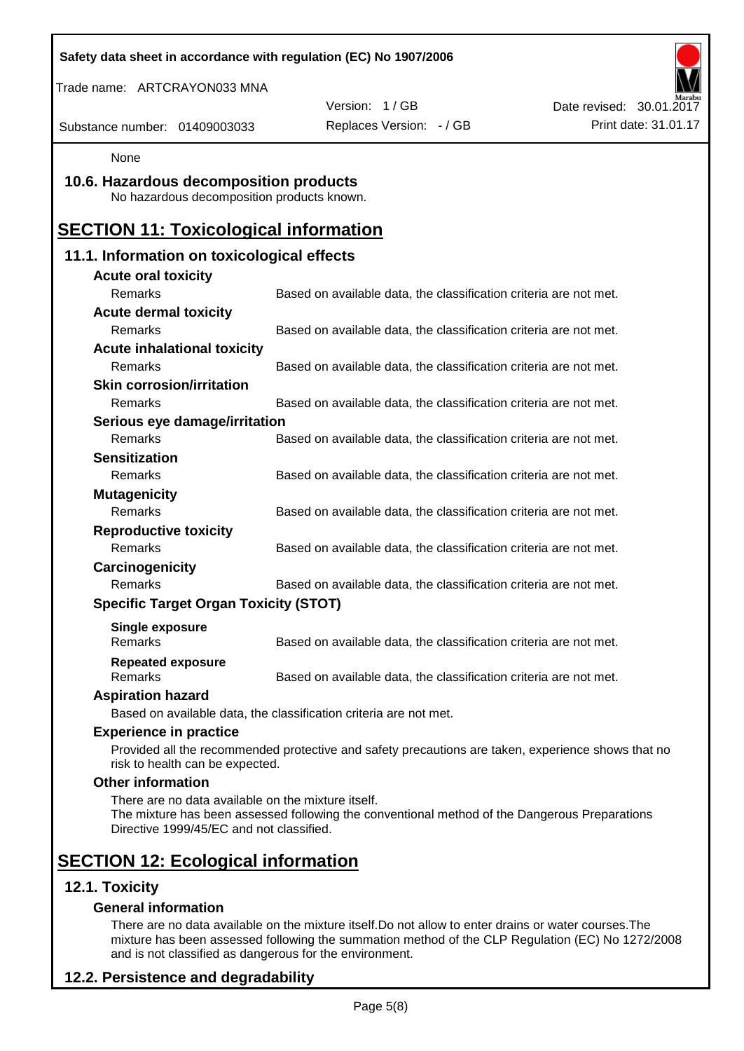None

## 10.6. Hazardous decomposition products

No hazardous decomposition products known.

# SECTION 11: Toxicological information

## 11.1. Information on toxicological effects

**Acute oral toxicity**

| Remarks | Based on available data, the classification criteria are not met. |
|---|---|

**Acute dermal toxicity**

| Remarks | Based on available data, the classification criteria are not met. |
|---|---|

**Acute inhalational toxicity**

| Remarks | Based on available data, the classification criteria are not met. |
|---|---|

**Skin corrosion/irritation**

| Remarks | Based on available data, the classification criteria are not met. |
|---|---|

**Serious eye damage/irritation**

| Remarks | Based on available data, the classification criteria are not met. |
|---|---|

**Sensitization**

| Remarks | Based on available data, the classification criteria are not met. |
|---|---|

**Mutagenicity**

| Remarks | Based on available data, the classification criteria are not met. |
|---|---|

**Reproductive toxicity**

| Remarks | Based on available data, the classification criteria are not met. |
|---|---|

**Carcinogenicity**

| Remarks | Based on available data, the classification criteria are not met. |
|---|---|

**Specific Target Organ Toxicity (STOT)**

**Single exposure**

| Remarks | Based on available data, the classification criteria are not met. |
|---|---|

**Repeated exposure**

| Remarks | Based on available data, the classification criteria are not met. |
|---|---|

**Aspiration hazard**

Based on available data, the classification criteria are not met.

**Experience in practice**

Provided all the recommended protective and safety precautions are taken, experience shows that no risk to health can be expected.

**Other information**

There are no data available on the mixture itself.
The mixture has been assessed following the conventional method of the Dangerous Preparations Directive 1999/45/EC and not classified.

# SECTION 12: Ecological information

## 12.1. Toxicity

**General information**

There are no data available on the mixture itself.Do not allow to enter drains or water courses.The mixture has been assessed following the summation method of the CLP Regulation (EC) No 1272/2008 and is not classified as dangerous for the environment.

## 12.2. Persistence and degradability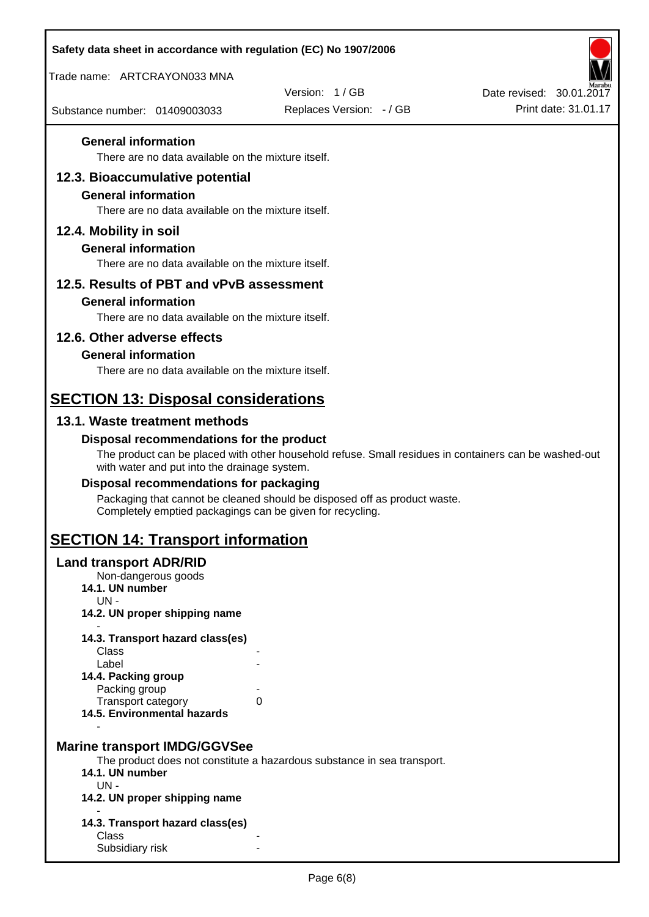#### General information

There are no data available on the mixture itself.

### 12.3. Bioaccumulative potential

#### General information

There are no data available on the mixture itself.

### 12.4. Mobility in soil

#### General information

There are no data available on the mixture itself.

### 12.5. Results of PBT and vPvB assessment

#### General information

There are no data available on the mixture itself.

### 12.6. Other adverse effects

#### General information

There are no data available on the mixture itself.

## SECTION 13: Disposal considerations

### 13.1. Waste treatment methods

#### Disposal recommendations for the product

The product can be placed with other household refuse. Small residues in containers can be washed-out with water and put into the drainage system.

#### Disposal recommendations for packaging

Packaging that cannot be cleaned should be disposed off as product waste.
Completely emptied packagings can be given for recycling.

## SECTION 14: Transport information

### Land transport ADR/RID

Non-dangerous goods

**14.1. UN number**

UN -

**14.2. UN proper shipping name**

-

**14.3. Transport hazard class(es)**

| | |
|---|---|
| Class | - |
| Label | - |

**14.4. Packing group**

| | |
|---|---|
| Packing group | - |
| Transport category | 0 |

**14.5. Environmental hazards**

-

### Marine transport IMDG/GGVSee

The product does not constitute a hazardous substance in sea transport.

**14.1. UN number**

UN -

**14.2. UN proper shipping name**

-

**14.3. Transport hazard class(es)**

| | |
|---|---|
| Class | - |
| Subsidiary risk | - |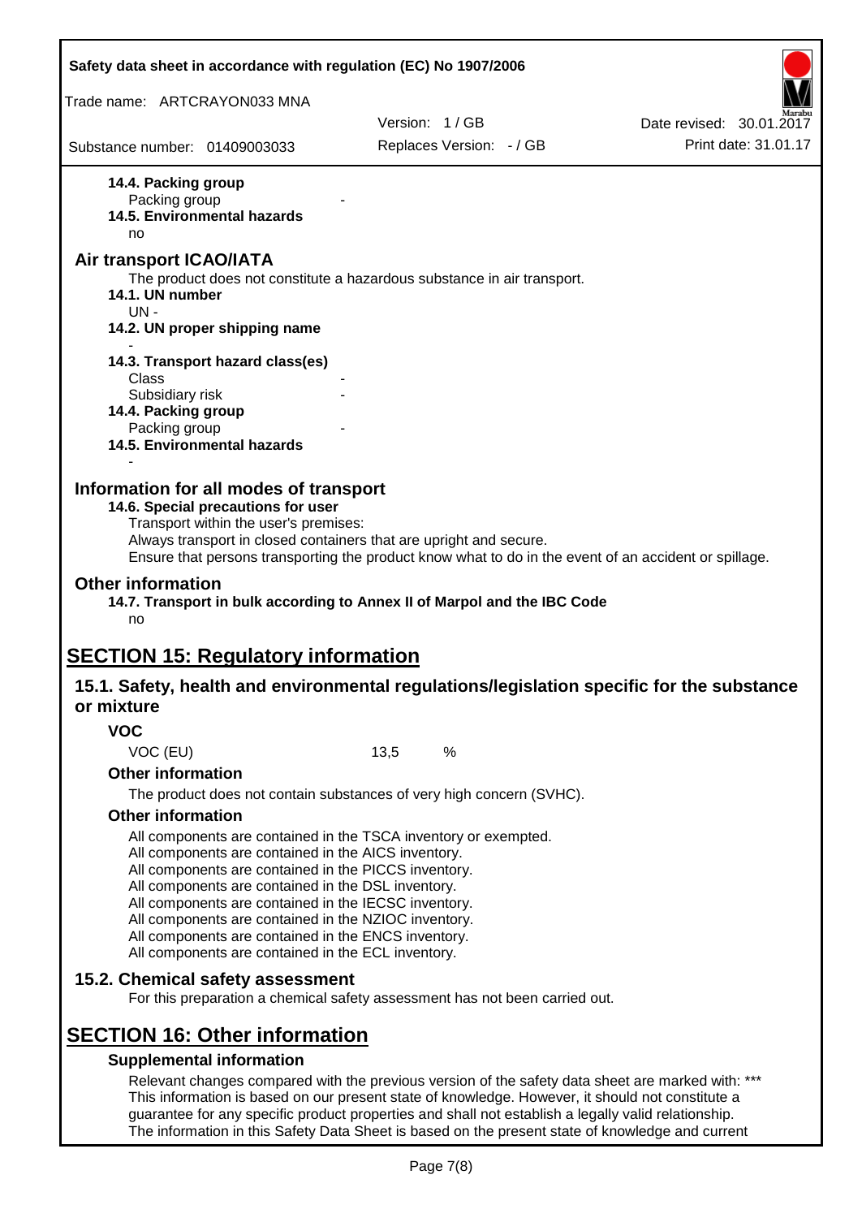**14.4. Packing group**

Packing group -

**14.5. Environmental hazards**

no

## Air transport ICAO/IATA

The product does not constitute a hazardous substance in air transport.

**14.1. UN number**

UN -

**14.2. UN proper shipping name**

-

**14.3. Transport hazard class(es)**

Class -

Subsidiary risk -

**14.4. Packing group**

Packing group -

**14.5. Environmental hazards**

-

## Information for all modes of transport

**14.6. Special precautions for user**

Transport within the user's premises:
Always transport in closed containers that are upright and secure.
Ensure that persons transporting the product know what to do in the event of an accident or spillage.

## Other information

**14.7. Transport in bulk according to Annex II of Marpol and the IBC Code**

no

# SECTION 15: Regulatory information

## 15.1. Safety, health and environmental regulations/legislation specific for the substance or mixture

### VOC

VOC (EU) 13,5 %

### Other information

The product does not contain substances of very high concern (SVHC).

### Other information

All components are contained in the TSCA inventory or exempted.
All components are contained in the AICS inventory.
All components are contained in the PICCS inventory.
All components are contained in the DSL inventory.
All components are contained in the IECSC inventory.
All components are contained in the NZIOC inventory.
All components are contained in the ENCS inventory.
All components are contained in the ECL inventory.

## 15.2. Chemical safety assessment

For this preparation a chemical safety assessment has not been carried out.

# SECTION 16: Other information

### Supplemental information

Relevant changes compared with the previous version of the safety data sheet are marked with: ***
This information is based on our present state of knowledge. However, it should not constitute a guarantee for any specific product properties and shall not establish a legally valid relationship.
The information in this Safety Data Sheet is based on the present state of knowledge and current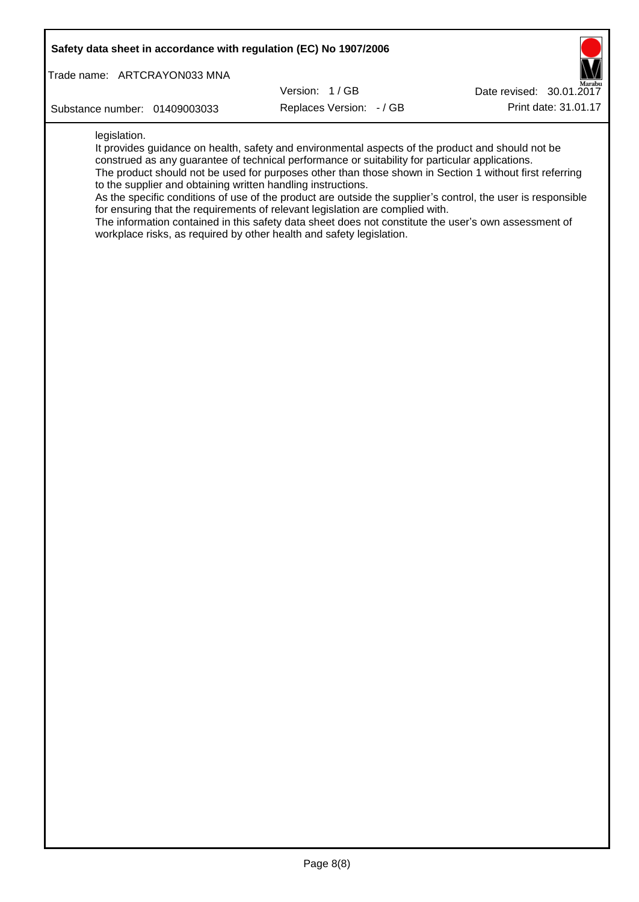legislation.
It provides guidance on health, safety and environmental aspects of the product and should not be construed as any guarantee of technical performance or suitability for particular applications.
The product should not be used for purposes other than those shown in Section 1 without first referring to the supplier and obtaining written handling instructions.
As the specific conditions of use of the product are outside the supplier's control, the user is responsible for ensuring that the requirements of relevant legislation are complied with.
The information contained in this safety data sheet does not constitute the user's own assessment of workplace risks, as required by other health and safety legislation.